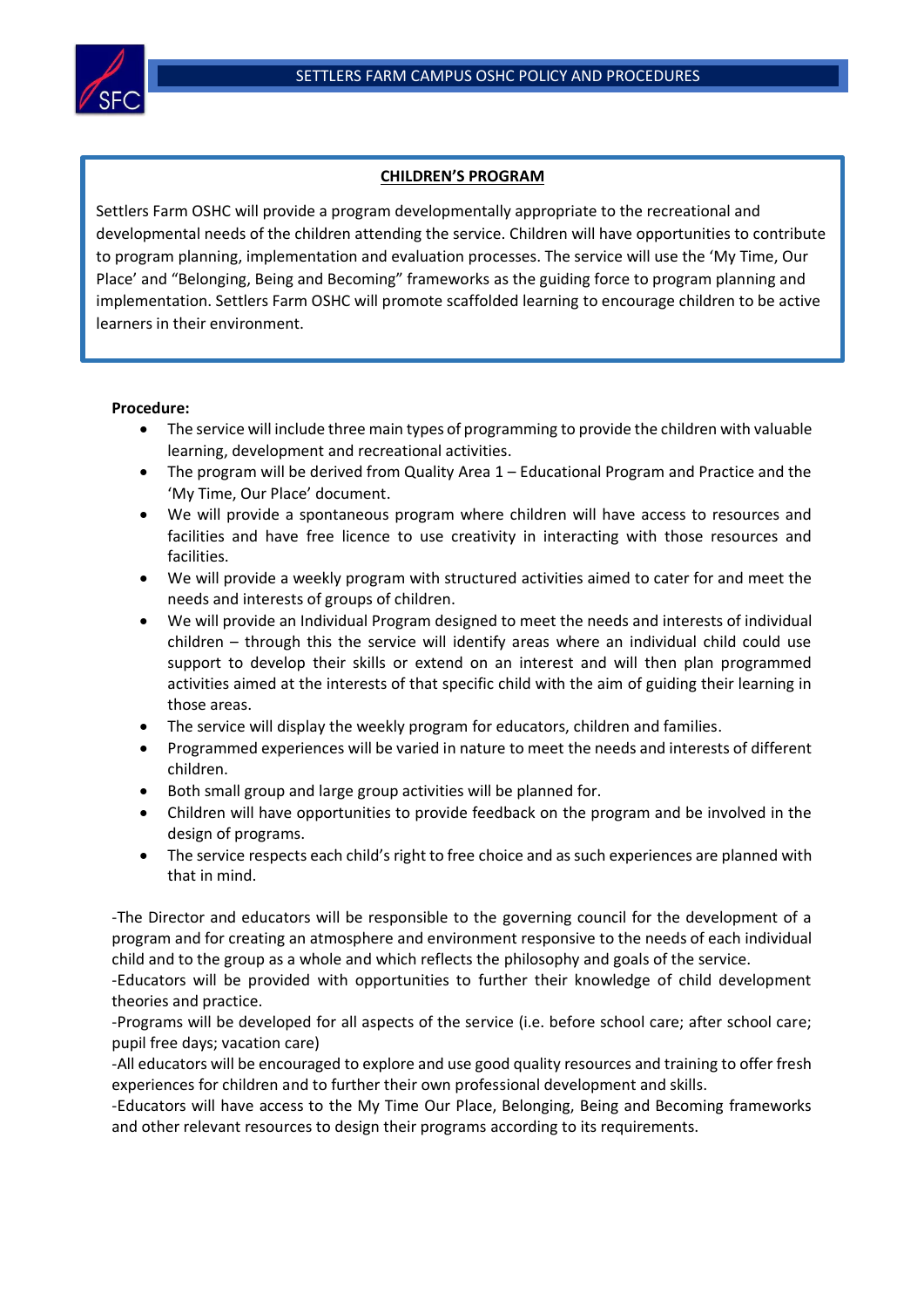## CHILDREN'S PROGRAM

Settlers Farm OSHC will provide a program developmentally appropriate to the recreational and developmental needs of the children attending the service. Children will have opportunities to contribute to program planning, implementation and evaluation processes. The service will use the 'My Time, Our Place' and "Belonging, Being and Becoming" frameworks as the guiding force to program planning and implementation. Settlers Farm OSHC will promote scaffolded learning to encourage children to be active learners in their environment.

**Procedure:**

- The service will include three main types of programming to provide the children with valuable learning, development and recreational activities.
- The program will be derived from Quality Area 1 – Educational Program and Practice and the 'My Time, Our Place' document.
- We will provide a spontaneous program where children will have access to resources and facilities and have free licence to use creativity in interacting with those resources and facilities.
- We will provide a weekly program with structured activities aimed to cater for and meet the needs and interests of groups of children.
- We will provide an Individual Program designed to meet the needs and interests of individual children – through this the service will identify areas where an individual child could use support to develop their skills or extend on an interest and will then plan programmed activities aimed at the interests of that specific child with the aim of guiding their learning in those areas.
- The service will display the weekly program for educators, children and families.
- Programmed experiences will be varied in nature to meet the needs and interests of different children.
- Both small group and large group activities will be planned for.
- Children will have opportunities to provide feedback on the program and be involved in the design of programs.
- The service respects each child's right to free choice and as such experiences are planned with that in mind.

-The Director and educators will be responsible to the governing council for the development of a program and for creating an atmosphere and environment responsive to the needs of each individual child and to the group as a whole and which reflects the philosophy and goals of the service.
-Educators will be provided with opportunities to further their knowledge of child development theories and practice.
-Programs will be developed for all aspects of the service (i.e. before school care; after school care; pupil free days; vacation care)
-All educators will be encouraged to explore and use good quality resources and training to offer fresh experiences for children and to further their own professional development and skills.
-Educators will have access to the My Time Our Place, Belonging, Being and Becoming frameworks and other relevant resources to design their programs according to its requirements.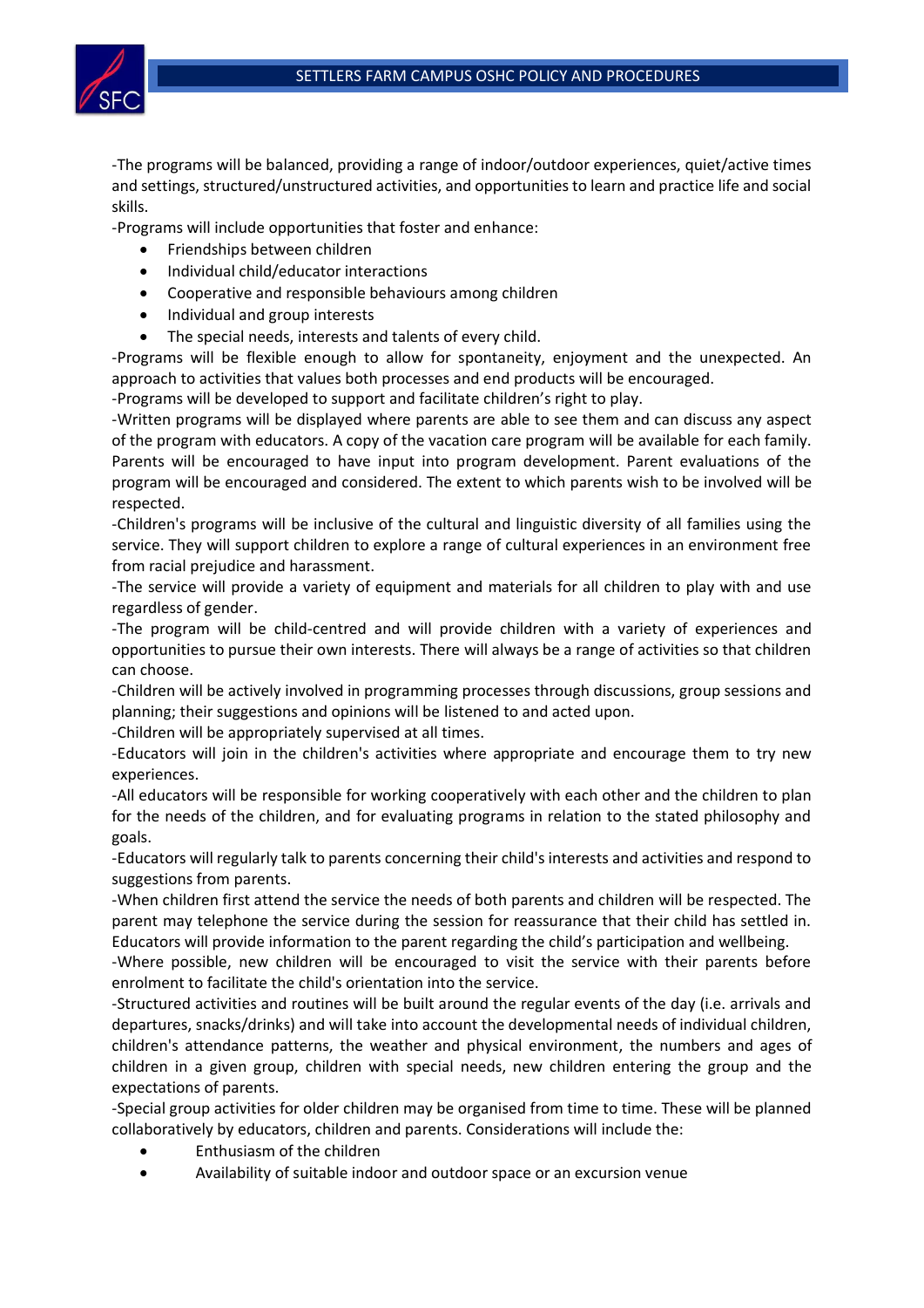-The programs will be balanced, providing a range of indoor/outdoor experiences, quiet/active times and settings, structured/unstructured activities, and opportunities to learn and practice life and social skills.

-Programs will include opportunities that foster and enhance:

- Friendships between children
- Individual child/educator interactions
- Cooperative and responsible behaviours among children
- Individual and group interests
- The special needs, interests and talents of every child.

-Programs will be flexible enough to allow for spontaneity, enjoyment and the unexpected. An approach to activities that values both processes and end products will be encouraged.

-Programs will be developed to support and facilitate children's right to play.

-Written programs will be displayed where parents are able to see them and can discuss any aspect of the program with educators. A copy of the vacation care program will be available for each family. Parents will be encouraged to have input into program development. Parent evaluations of the program will be encouraged and considered. The extent to which parents wish to be involved will be respected.

-Children's programs will be inclusive of the cultural and linguistic diversity of all families using the service. They will support children to explore a range of cultural experiences in an environment free from racial prejudice and harassment.

-The service will provide a variety of equipment and materials for all children to play with and use regardless of gender.

-The program will be child-centred and will provide children with a variety of experiences and opportunities to pursue their own interests. There will always be a range of activities so that children can choose.

-Children will be actively involved in programming processes through discussions, group sessions and planning; their suggestions and opinions will be listened to and acted upon.

-Children will be appropriately supervised at all times.

-Educators will join in the children's activities where appropriate and encourage them to try new experiences.

-All educators will be responsible for working cooperatively with each other and the children to plan for the needs of the children, and for evaluating programs in relation to the stated philosophy and goals.

-Educators will regularly talk to parents concerning their child's interests and activities and respond to suggestions from parents.

-When children first attend the service the needs of both parents and children will be respected. The parent may telephone the service during the session for reassurance that their child has settled in. Educators will provide information to the parent regarding the child's participation and wellbeing.

-Where possible, new children will be encouraged to visit the service with their parents before enrolment to facilitate the child's orientation into the service.

-Structured activities and routines will be built around the regular events of the day (i.e. arrivals and departures, snacks/drinks) and will take into account the developmental needs of individual children, children's attendance patterns, the weather and physical environment, the numbers and ages of children in a given group, children with special needs, new children entering the group and the expectations of parents.

-Special group activities for older children may be organised from time to time. These will be planned collaboratively by educators, children and parents. Considerations will include the:

- Enthusiasm of the children
- Availability of suitable indoor and outdoor space or an excursion venue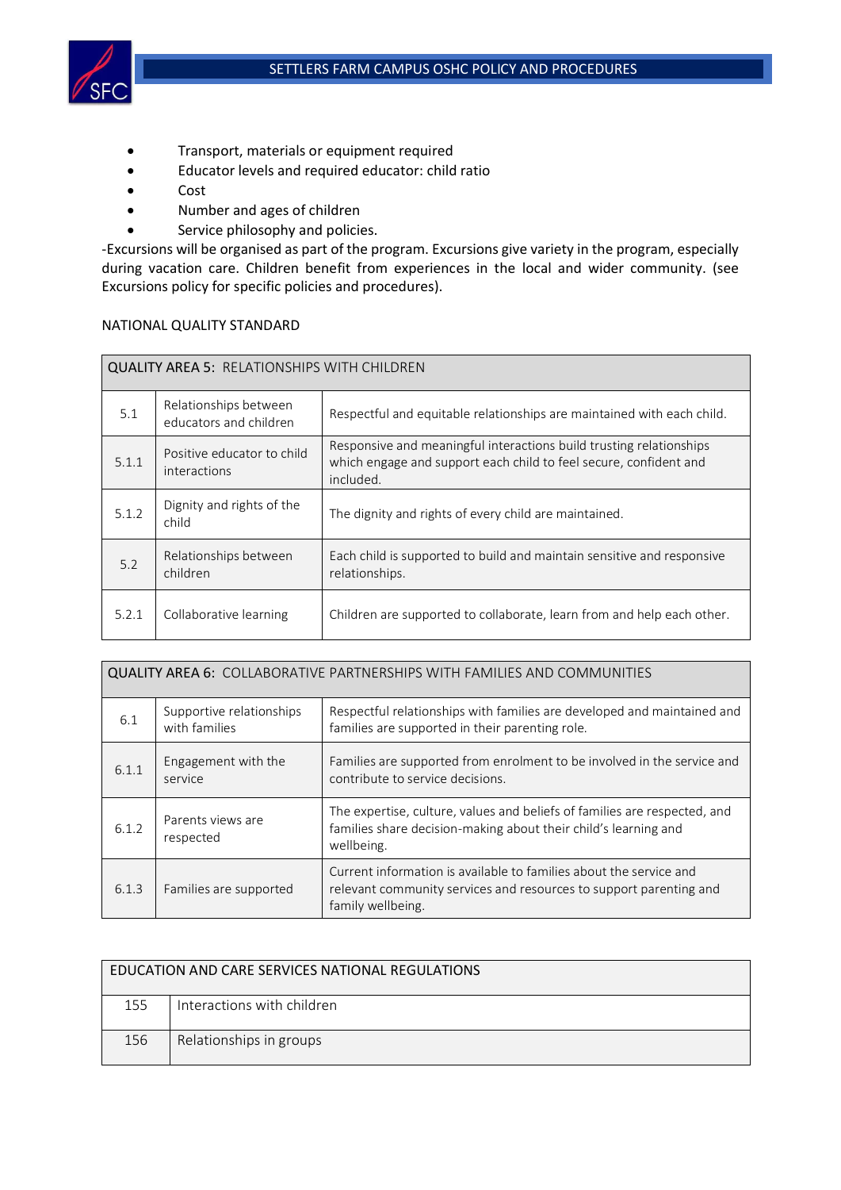- Transport, materials or equipment required
- Educator levels and required educator: child ratio
- Cost
- Number and ages of children
- Service philosophy and policies.

-Excursions will be organised as part of the program. Excursions give variety in the program, especially during vacation care. Children benefit from experiences in the local and wider community. (see Excursions policy for specific policies and procedures).

NATIONAL QUALITY STANDARD

| QUALITY AREA 5: RELATIONSHIPS WITH CHILDREN | | |
|---|---|---|
| 5.1 | Relationships between educators and children | Respectful and equitable relationships are maintained with each child. |
| 5.1.1 | Positive educator to child interactions | Responsive and meaningful interactions build trusting relationships which engage and support each child to feel secure, confident and included. |
| 5.1.2 | Dignity and rights of the child | The dignity and rights of every child are maintained. |
| 5.2 | Relationships between children | Each child is supported to build and maintain sensitive and responsive relationships. |
| 5.2.1 | Collaborative learning | Children are supported to collaborate, learn from and help each other. |

| QUALITY AREA 6: COLLABORATIVE PARTNERSHIPS WITH FAMILIES AND COMMUNITIES | | |
|---|---|---|
| 6.1 | Supportive relationships with families | Respectful relationships with families are developed and maintained and families are supported in their parenting role. |
| 6.1.1 | Engagement with the service | Families are supported from enrolment to be involved in the service and contribute to service decisions. |
| 6.1.2 | Parents views are respected | The expertise, culture, values and beliefs of families are respected, and families share decision-making about their child's learning and wellbeing. |
| 6.1.3 | Families are supported | Current information is available to families about the service and relevant community services and resources to support parenting and family wellbeing. |

| EDUCATION AND CARE SERVICES NATIONAL REGULATIONS | |
|---|---|
| 155 | Interactions with children |
| 156 | Relationships in groups |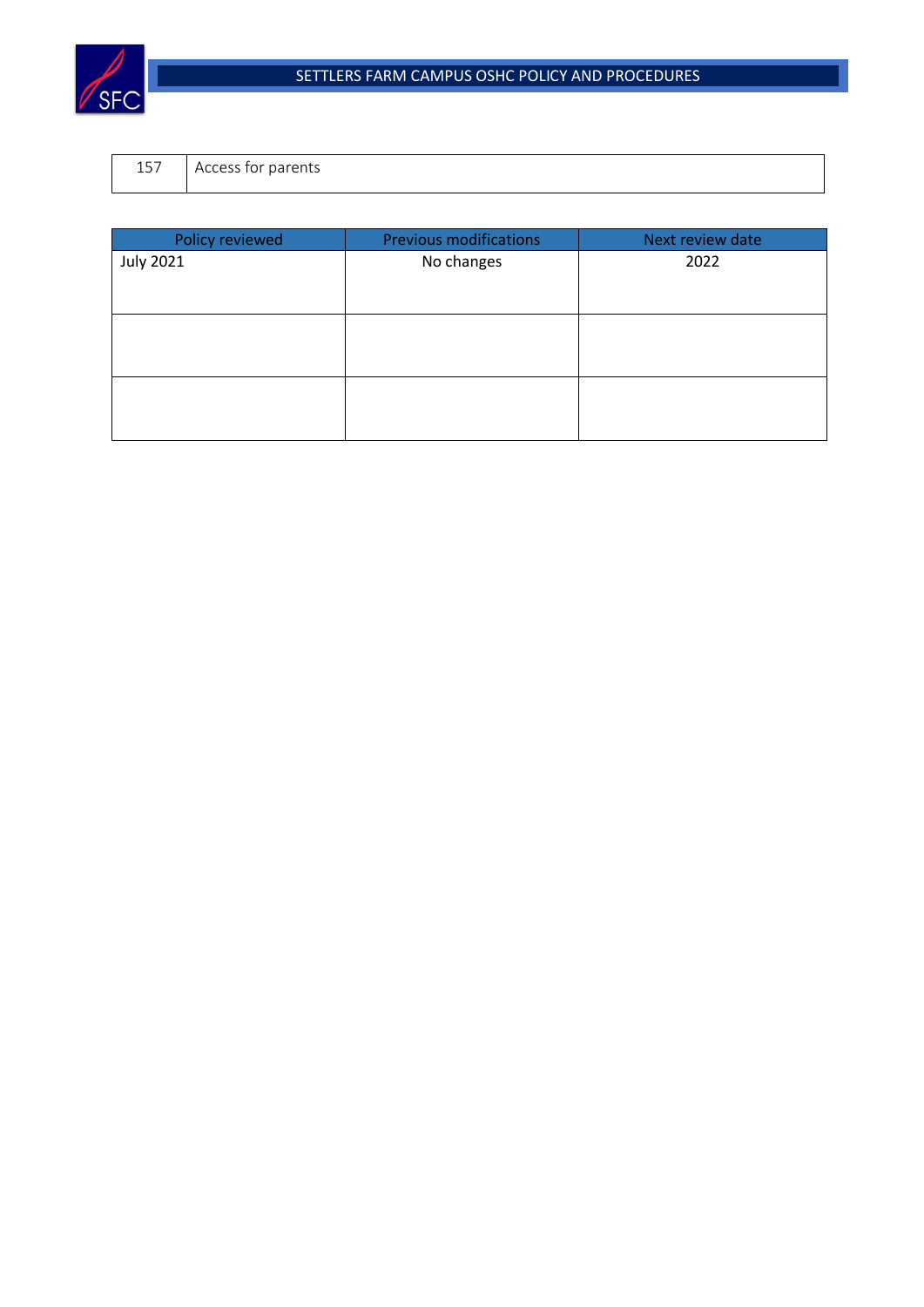| | |
|---|---|
| 157 | Access for parents |

| Policy reviewed | Previous modifications | Next review date |
|---|---|---|
| July 2021 | No changes | 2022 |
| | | |
| | | |